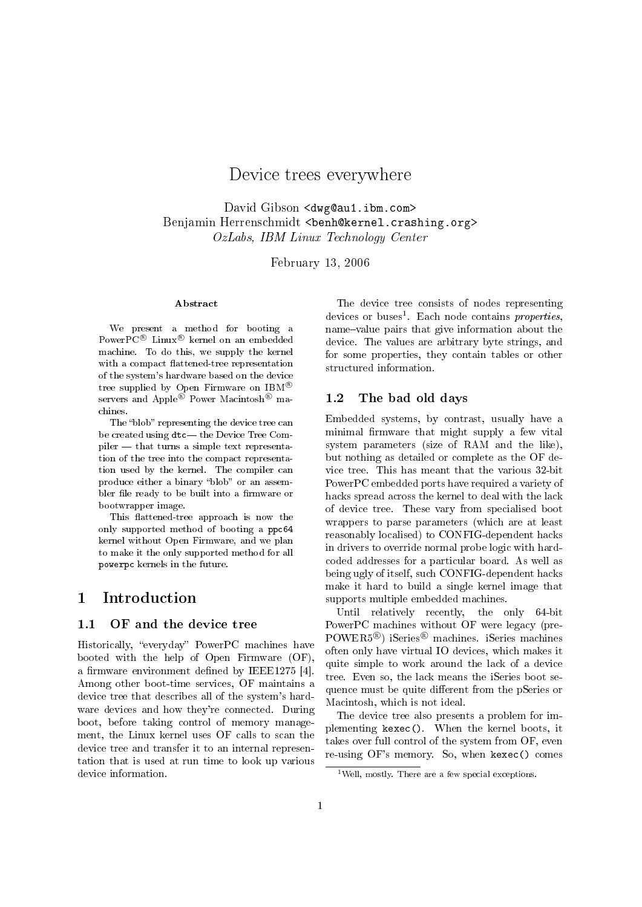# Device trees everywhere

David Gibson <dwg@au1.ibm.com>
Benjamin Herrenschmidt <benh@kernel.crashing.org>
*OzLabs, IBM Linux Technology Center*

February 13, 2006

### Abstract

We present a method for booting a PowerPC® Linux® kernel on an embedded machine. To do this, we supply the kernel with a compact flattened-tree representation of the system's hardware based on the device tree supplied by Open Firmware on IBM® servers and Apple® Power Macintosh® machines.

The "blob" representing the device tree can be created using `dtc`— the Device Tree Compiler — that turns a simple text representation of the tree into the compact representation used by the kernel. The compiler can produce either a binary "blob" or an assembler file ready to be built into a firmware or bootwrapper image.

This flattened-tree approach is now the only supported method of booting a `ppc64` kernel without Open Firmware, and we plan to make it the only supported method for all `powerpc` kernels in the future.

## 1 Introduction

### 1.1 OF and the device tree

Historically, "everyday" PowerPC machines have booted with the help of Open Firmware (OF), a firmware environment defined by IEEE1275 [4]. Among other boot-time services, OF maintains a device tree that describes all of the system's hardware devices and how they're connected. During boot, before taking control of memory management, the Linux kernel uses OF calls to scan the device tree and transfer it to an internal representation that is used at run time to look up various device information.

The device tree consists of nodes representing devices or buses[1]. Each node contains *properties*, name–value pairs that give information about the device. The values are arbitrary byte strings, and for some properties, they contain tables or other structured information.

### 1.2 The bad old days

Embedded systems, by contrast, usually have a minimal firmware that might supply a few vital system parameters (size of RAM and the like), but nothing as detailed or complete as the OF device tree. This has meant that the various 32-bit PowerPC embedded ports have required a variety of hacks spread across the kernel to deal with the lack of device tree. These vary from specialised boot wrappers to parse parameters (which are at least reasonably localised) to CONFIG-dependent hacks in drivers to override normal probe logic with hardcoded addresses for a particular board. As well as being ugly of itself, such CONFIG-dependent hacks make it hard to build a single kernel image that supports multiple embedded machines.

Until relatively recently, the only 64-bit PowerPC machines without OF were legacy (pre-POWER5®) iSeries® machines. iSeries machines often only have virtual IO devices, which makes it quite simple to work around the lack of a device tree. Even so, the lack means the iSeries boot sequence must be quite different from the pSeries or Macintosh, which is not ideal.

The device tree also presents a problem for implementing `kexec()`. When the kernel boots, it takes over full control of the system from OF, even re-using OF's memory. So, when `kexec()` comes

[1] Well, mostly. There are a few special exceptions.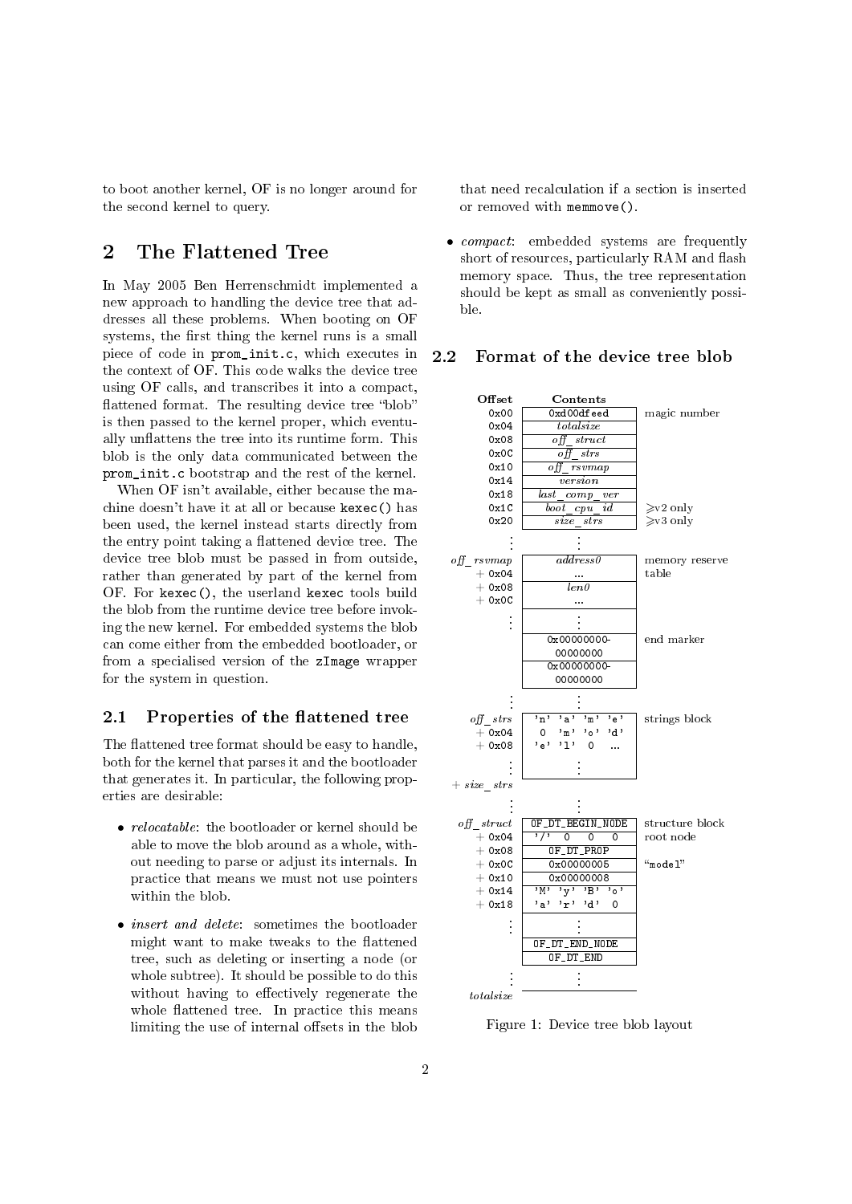to boot another kernel, OF is no longer around for the second kernel to query.

## 2 The Flattened Tree

In May 2005 Ben Herrenschmidt implemented a new approach to handling the device tree that addresses all these problems. When booting on OF systems, the first thing the kernel runs is a small piece of code in `prom_init.c`, which executes in the context of OF. This code walks the device tree using OF calls, and transcribes it into a compact, flattened format. The resulting device tree "blob" is then passed to the kernel proper, which eventually unflattens the tree into its runtime form. This blob is the only data communicated between the `prom_init.c` bootstrap and the rest of the kernel.

When OF isn't available, either because the machine doesn't have it at all or because `kexec()` has been used, the kernel instead starts directly from the entry point taking a flattened device tree. The device tree blob must be passed in from outside, rather than generated by part of the kernel from OF. For `kexec()`, the userland `kexec` tools build the blob from the runtime device tree before invoking the new kernel. For embedded systems the blob can come either from the embedded bootloader, or from a specialised version of the `zImage` wrapper for the system in question.

### 2.1 Properties of the flattened tree

The flattened tree format should be easy to handle, both for the kernel that parses it and the bootloader that generates it. In particular, the following properties are desirable:

- *relocatable*: the bootloader or kernel should be able to move the blob around as a whole, without needing to parse or adjust its internals. In practice that means we must not use pointers within the blob.
- *insert and delete*: sometimes the bootloader might want to make tweaks to the flattened tree, such as deleting or inserting a node (or whole subtree). It should be possible to do this without having to effectively regenerate the whole flattened tree. In practice this means limiting the use of internal offsets in the blob that need recalculation if a section is inserted or removed with `memmove()`.
- *compact*: embedded systems are frequently short of resources, particularly RAM and flash memory space. Thus, the tree representation should be kept as small as conveniently possible.

### 2.2 Format of the device tree blob

| Offset | Contents | |
|---|---|---|
| 0x00 | 0xd00dfeed | magic number |
| 0x04 | *totalsize* | |
| 0x08 | *off_struct* | |
| 0x0C | *off_strs* | |
| 0x10 | *off_rsvmap* | |
| 0x14 | *version* | |
| 0x18 | *last_comp_ver* | |
| 0x1C | *boot_cpu_id* | ⩾v2 only |
| 0x20 | *size_strs* | ⩾v3 only |
| ⋮ | ⋮ | |
| *off_rsvmap* | *address0* | memory reserve table |
| + 0x04 | ... | |
| + 0x08 | *len0* | |
| + 0x0C | ... | |
| ⋮ | ⋮ | |
| | 0x00000000-00000000 | end marker |
| | 0x00000000-00000000 | |
| ⋮ | ⋮ | |
| *off_strs* | 'n' 'a' 'm' 'e' | strings block |
| + 0x04 | 0 'm' 'o' 'd' | |
| + 0x08 | 'e' 'l' 0 ... | |
| ⋮ | ⋮ | |
| + *size_strs* | | |
| ⋮ | ⋮ | |
| *off_struct* | OF_DT_BEGIN_NODE | structure block |
| + 0x04 | '/' 0 0 0 | root node |
| + 0x08 | OF_DT_PROP | |
| + 0x0C | 0x00000005 | "model" |
| + 0x10 | 0x00000008 | |
| + 0x14 | 'M' 'y' 'B' 'o' | |
| + 0x18 | 'a' 'r' 'd' 0 | |
| ⋮ | ⋮ | |
| | OF_DT_END_NODE | |
| | OF_DT_END | |
| ⋮ | ⋮ | |
| *totalsize* | | |

Figure 1: Device tree blob layout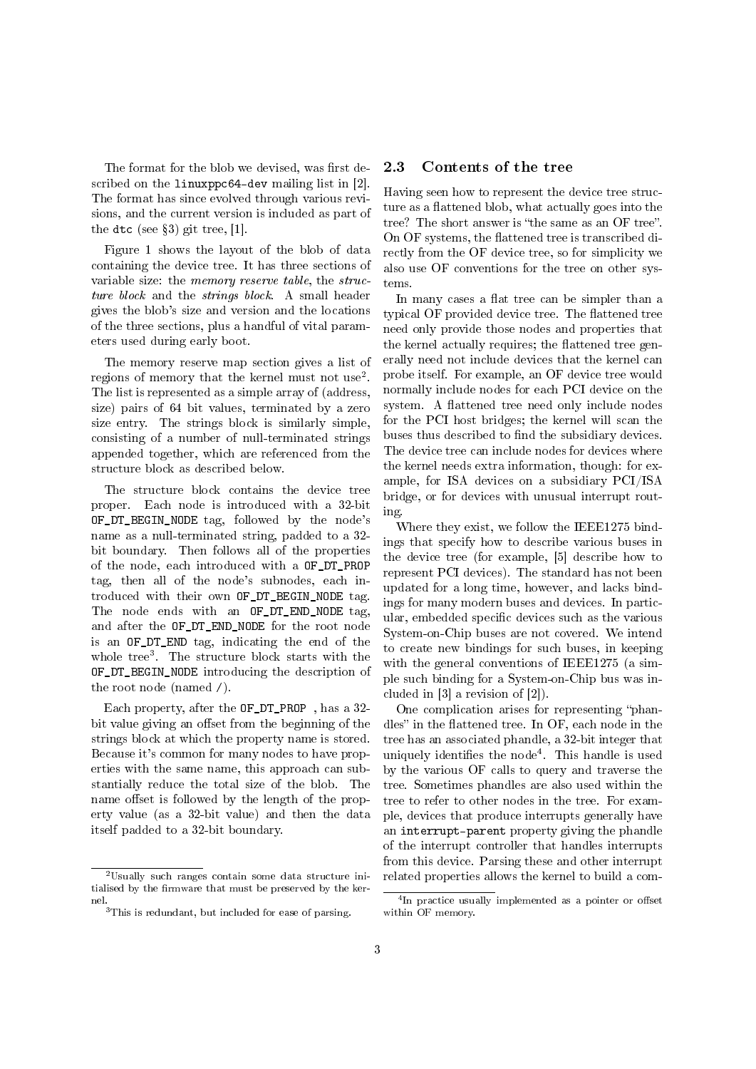The format for the blob we devised, was first described on the linuxppc64-dev mailing list in [2]. The format has since evolved through various revisions, and the current version is included as part of the dtc (see §3) git tree, [1].

Figure 1 shows the layout of the blob of data containing the device tree. It has three sections of variable size: the *memory reserve table*, the *structure block* and the *strings block*. A small header gives the blob's size and version and the locations of the three sections, plus a handful of vital parameters used during early boot.

The memory reserve map section gives a list of regions of memory that the kernel must not use[2]. The list is represented as a simple array of (address, size) pairs of 64 bit values, terminated by a zero size entry. The strings block is similarly simple, consisting of a number of null-terminated strings appended together, which are referenced from the structure block as described below.

The structure block contains the device tree proper. Each node is introduced with a 32-bit OF_DT_BEGIN_NODE tag, followed by the node's name as a null-terminated string, padded to a 32-bit boundary. Then follows all of the properties of the node, each introduced with a OF_DT_PROP tag, then all of the node's subnodes, each introduced with their own OF_DT_BEGIN_NODE tag. The node ends with an OF_DT_END_NODE tag, and after the OF_DT_END_NODE for the root node is an OF_DT_END tag, indicating the end of the whole tree[3]. The structure block starts with the OF_DT_BEGIN_NODE introducing the description of the root node (named /).

Each property, after the OF_DT_PROP , has a 32-bit value giving an offset from the beginning of the strings block at which the property name is stored. Because it's common for many nodes to have properties with the same name, this approach can substantially reduce the total size of the blob. The name offset is followed by the length of the property value (as a 32-bit value) and then the data itself padded to a 32-bit boundary.

[2] Usually such ranges contain some data structure initialised by the firmware that must be preserved by the kernel.

[3] This is redundant, but included for ease of parsing.

## 2.3 Contents of the tree

Having seen how to represent the device tree structure as a flattened blob, what actually goes into the tree? The short answer is "the same as an OF tree". On OF systems, the flattened tree is transcribed directly from the OF device tree, so for simplicity we also use OF conventions for the tree on other systems.

In many cases a flat tree can be simpler than a typical OF provided device tree. The flattened tree need only provide those nodes and properties that the kernel actually requires; the flattened tree generally need not include devices that the kernel can probe itself. For example, an OF device tree would normally include nodes for each PCI device on the system. A flattened tree need only include nodes for the PCI host bridges; the kernel will scan the buses thus described to find the subsidiary devices. The device tree can include nodes for devices where the kernel needs extra information, though: for example, for ISA devices on a subsidiary PCI/ISA bridge, or for devices with unusual interrupt routing.

Where they exist, we follow the IEEE1275 bindings that specify how to describe various buses in the device tree (for example, [5] describe how to represent PCI devices). The standard has not been updated for a long time, however, and lacks bindings for many modern buses and devices. In particular, embedded specific devices such as the various System-on-Chip buses are not covered. We intend to create new bindings for such buses, in keeping with the general conventions of IEEE1275 (a simple such binding for a System-on-Chip bus was included in [3] a revision of [2]).

One complication arises for representing "phandles" in the flattened tree. In OF, each node in the tree has an associated phandle, a 32-bit integer that uniquely identifies the node[4]. This handle is used by the various OF calls to query and traverse the tree. Sometimes phandles are also used within the tree to refer to other nodes in the tree. For example, devices that produce interrupts generally have an interrupt-parent property giving the phandle of the interrupt controller that handles interrupts from this device. Parsing these and other interrupt related properties allows the kernel to build a com-

[4] In practice usually implemented as a pointer or offset within OF memory.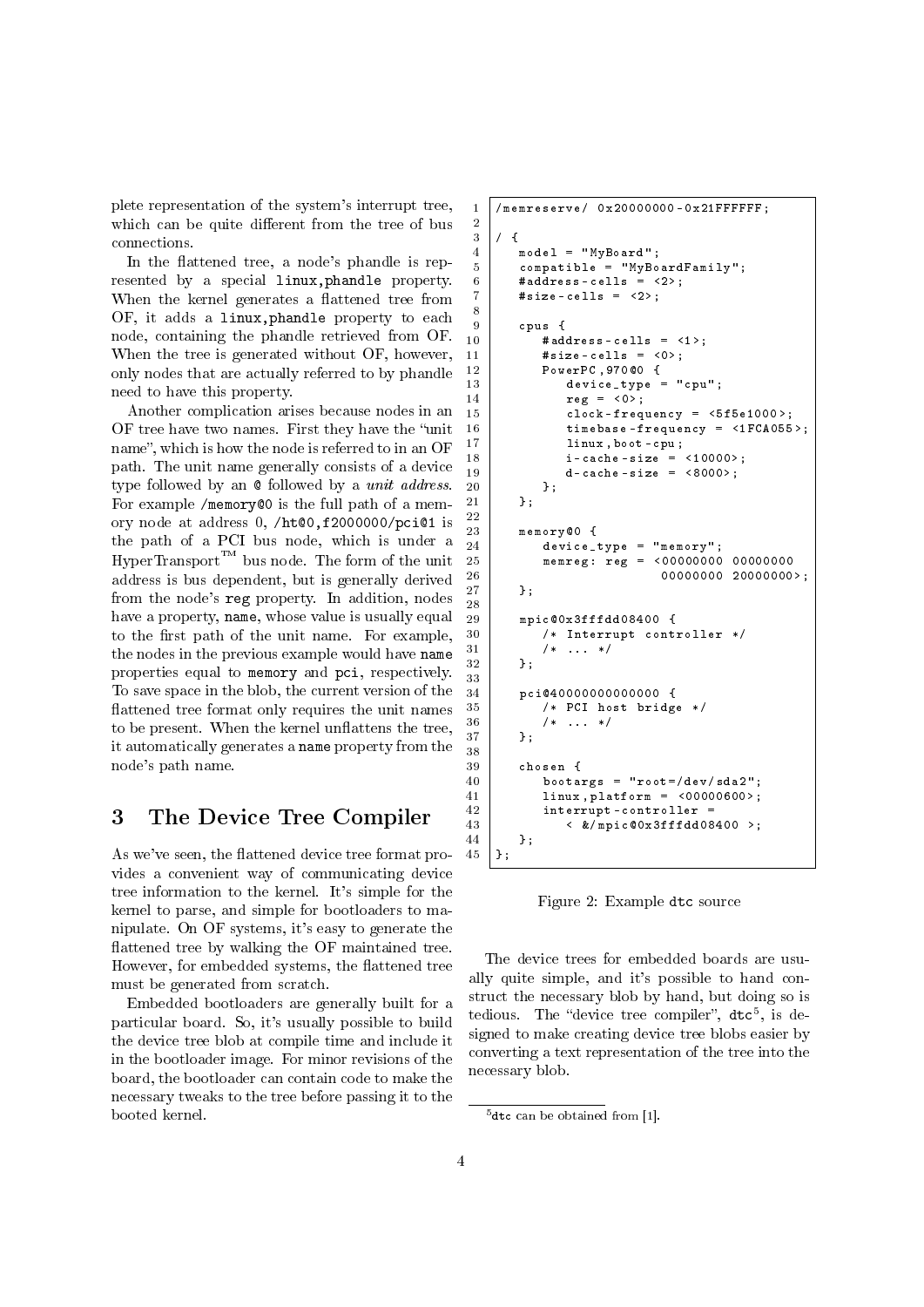plete representation of the system's interrupt tree, which can be quite different from the tree of bus connections.

In the flattened tree, a node's phandle is represented by a special `linux,phandle` property. When the kernel generates a flattened tree from OF, it adds a `linux,phandle` property to each node, containing the phandle retrieved from OF. When the tree is generated without OF, however, only nodes that are actually referred to by phandle need to have this property.

Another complication arises because nodes in an OF tree have two names. First they have the "unit name", which is how the node is referred to in an OF path. The unit name generally consists of a device type followed by an `@` followed by a *unit address*. For example `/memory@0` is the full path of a memory node at address 0, `/ht@0,f2000000/pci@1` is the path of a PCI bus node, which is under a HyperTransport™ bus node. The form of the unit address is bus dependent, but is generally derived from the node's `reg` property. In addition, nodes have a property, `name`, whose value is usually equal to the first path of the unit name. For example, the nodes in the previous example would have `name` properties equal to `memory` and `pci`, respectively. To save space in the blob, the current version of the flattened tree format only requires the unit names to be present. When the kernel unflattens the tree, it automatically generates a `name` property from the node's path name.

# 3 The Device Tree Compiler

As we've seen, the flattened device tree format provides a convenient way of communicating device tree information to the kernel. It's simple for the kernel to parse, and simple for bootloaders to manipulate. On OF systems, it's easy to generate the flattened tree by walking the OF maintained tree. However, for embedded systems, the flattened tree must be generated from scratch.

Embedded bootloaders are generally built for a particular board. So, it's usually possible to build the device tree blob at compile time and include it in the bootloader image. For minor revisions of the board, the bootloader can contain code to make the necessary tweaks to the tree before passing it to the booted kernel.

```
1  /memreserve/ 0x20000000-0x21FFFFFF;
2
3  / {
4      model = "MyBoard";
5      compatible = "MyBoardFamily";
6      #address-cells = <2>;
7      #size-cells = <2>;
8
9      cpus {
10         #address-cells = <1>;
11         #size-cells = <0>;
12         PowerPC,970@0 {
13             device_type = "cpu";
14             reg = <0>;
15             clock-frequency = <5f5e1000>;
16             timebase-frequency = <1FCA055>;
17             linux,boot-cpu;
18             i-cache-size = <10000>;
19             d-cache-size = <8000>;
20         };
21     };
22
23     memory@0 {
24         device_type = "memory";
25         memreg: reg = <00000000 00000000
26                        00000000 20000000>;
27     };
28
29     mpic@0x3fffdd08400 {
30         /* Interrupt controller */
31         /* ... */
32     };
33
34     pci@4000000000000000 {
35         /* PCI host bridge */
36         /* ... */
37     };
38
39     chosen {
40         bootargs = "root=/dev/sda2";
41         linux,platform = <00000600>;
42         interrupt-controller =
43             < &/mpic@0x3fffdd08400 >;
44     };
45 };
```

Figure 2: Example `dtc` source

The device trees for embedded boards are usually quite simple, and it's possible to hand construct the necessary blob by hand, but doing so is tedious. The "device tree compiler", `dtc`[5], is designed to make creating device tree blobs easier by converting a text representation of the tree into the necessary blob.

[5] `dtc` can be obtained from [1].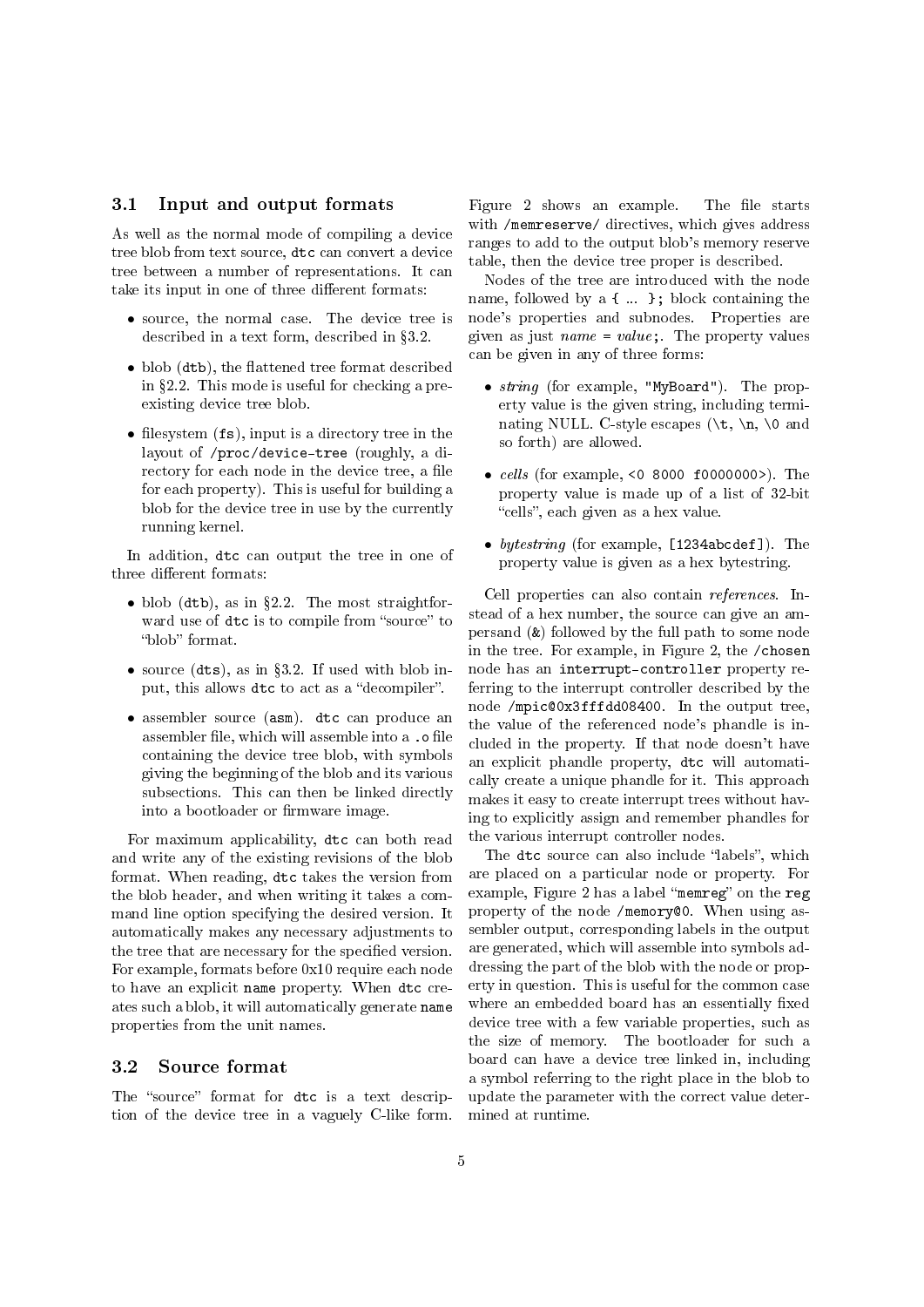### 3.1 Input and output formats

As well as the normal mode of compiling a device tree blob from text source, `dtc` can convert a device tree between a number of representations. It can take its input in one of three different formats:

- source, the normal case. The device tree is described in a text form, described in §3.2.
- blob (`dtb`), the flattened tree format described in §2.2. This mode is useful for checking a pre-existing device tree blob.
- filesystem (`fs`), input is a directory tree in the layout of `/proc/device-tree` (roughly, a directory for each node in the device tree, a file for each property). This is useful for building a blob for the device tree in use by the currently running kernel.

In addition, `dtc` can output the tree in one of three different formats:

- blob (`dtb`), as in §2.2. The most straightforward use of `dtc` is to compile from "source" to "blob" format.
- source (`dts`), as in §3.2. If used with blob input, this allows `dtc` to act as a "decompiler".
- assembler source (`asm`). `dtc` can produce an assembler file, which will assemble into a `.o` file containing the device tree blob, with symbols giving the beginning of the blob and its various subsections. This can then be linked directly into a bootloader or firmware image.

For maximum applicability, `dtc` can both read and write any of the existing revisions of the blob format. When reading, `dtc` takes the version from the blob header, and when writing it takes a command line option specifying the desired version. It automatically makes any necessary adjustments to the tree that are necessary for the specified version. For example, formats before 0x10 require each node to have an explicit `name` property. When `dtc` creates such a blob, it will automatically generate `name` properties from the unit names.

### 3.2 Source format

The "source" format for `dtc` is a text description of the device tree in a vaguely C-like form. Figure 2 shows an example. The file starts with `/memreserve/` directives, which gives address ranges to add to the output blob's memory reserve table, then the device tree proper is described.

Nodes of the tree are introduced with the node name, followed by a `{ ... };` block containing the node's properties and subnodes. Properties are given as just *name* `=` *value*`;`. The property values can be given in any of three forms:

- *string* (for example, `"MyBoard"`). The property value is the given string, including terminating NULL. C-style escapes (`\t`, `\n`, `\0` and so forth) are allowed.
- *cells* (for example, `<0 8000 f0000000>`). The property value is made up of a list of 32-bit "cells", each given as a hex value.
- *bytestring* (for example, `[1234abcdef]`). The property value is given as a hex bytestring.

Cell properties can also contain *references*. Instead of a hex number, the source can give an ampersand (`&`) followed by the full path to some node in the tree. For example, in Figure 2, the `/chosen` node has an `interrupt-controller` property referring to the interrupt controller described by the node `/mpic@0x3fffdd08400`. In the output tree, the value of the referenced node's phandle is included in the property. If that node doesn't have an explicit phandle property, `dtc` will automatically create a unique phandle for it. This approach makes it easy to create interrupt trees without having to explicitly assign and remember phandles for the various interrupt controller nodes.

The `dtc` source can also include "labels", which are placed on a particular node or property. For example, Figure 2 has a label "`memreg`" on the `reg` property of the node `/memory@0`. When using assembler output, corresponding labels in the output are generated, which will assemble into symbols addressing the part of the blob with the node or property in question. This is useful for the common case where an embedded board has an essentially fixed device tree with a few variable properties, such as the size of memory. The bootloader for such a board can have a device tree linked in, including a symbol referring to the right place in the blob to update the parameter with the correct value determined at runtime.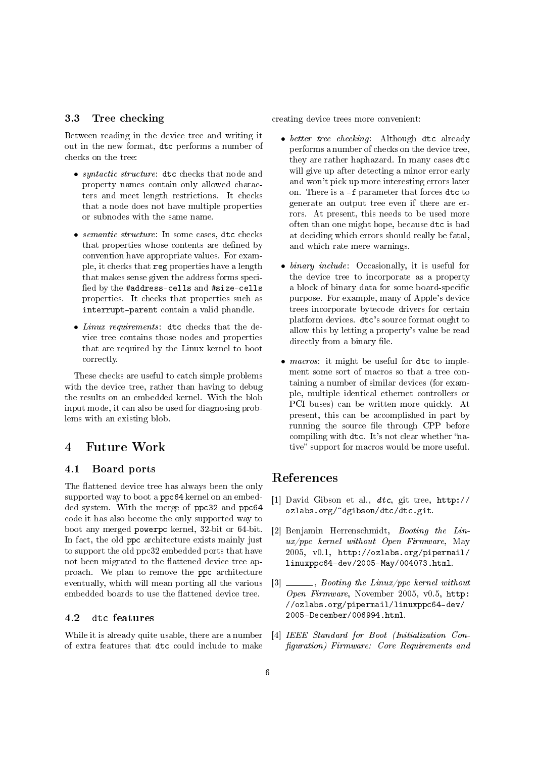### 3.3 Tree checking

Between reading in the device tree and writing it out in the new format, `dtc` performs a number of checks on the tree:

- *syntactic structure*: `dtc` checks that node and property names contain only allowed characters and meet length restrictions. It checks that a node does not have multiple properties or subnodes with the same name.
- *semantic structure*: In some cases, `dtc` checks that properties whose contents are defined by convention have appropriate values. For example, it checks that `reg` properties have a length that makes sense given the address forms specified by the `#address-cells` and `#size-cells` properties. It checks that properties such as `interrupt-parent` contain a valid phandle.
- *Linux requirements*: `dtc` checks that the device tree contains those nodes and properties that are required by the Linux kernel to boot correctly.

These checks are useful to catch simple problems with the device tree, rather than having to debug the results on an embedded kernel. With the blob input mode, it can also be used for diagnosing problems with an existing blob.

## 4 Future Work

### 4.1 Board ports

The flattened device tree has always been the only supported way to boot a `ppc64` kernel on an embedded system. With the merge of `ppc32` and `ppc64` code it has also become the only supported way to boot any merged `powerpc` kernel, 32-bit or 64-bit. In fact, the old `ppc` architecture exists mainly just to support the old ppc32 embedded ports that have not been migrated to the flattened device tree approach. We plan to remove the `ppc` architecture eventually, which will mean porting all the various embedded boards to use the flattened device tree.

### 4.2 `dtc` features

While it is already quite usable, there are a number of extra features that `dtc` could include to make creating device trees more convenient:

- *better tree checking*: Although `dtc` already performs a number of checks on the device tree, they are rather haphazard. In many cases `dtc` will give up after detecting a minor error early and won't pick up more interesting errors later on. There is a `-f` parameter that forces `dtc` to generate an output tree even if there are errors. At present, this needs to be used more often than one might hope, because `dtc` is bad at deciding which errors should really be fatal, and which rate mere warnings.
- *binary include*: Occasionally, it is useful for the device tree to incorporate as a property a block of binary data for some board-specific purpose. For example, many of Apple's device trees incorporate bytecode drivers for certain platform devices. `dtc`'s source format ought to allow this by letting a property's value be read directly from a binary file.
- *macros*: it might be useful for `dtc` to implement some sort of macros so that a tree containing a number of similar devices (for example, multiple identical ethernet controllers or PCI buses) can be written more quickly. At present, this can be accomplished in part by running the source file through CPP before compiling with `dtc`. It's not clear whether "native" support for macros would be more useful.

## References

[1] David Gibson et al., ***dtc***, git tree, `http://ozlabs.org/~dgibson/dtc/dtc.git`.

[2] Benjamin Herrenschmidt, *Booting the Linux/ppc kernel without Open Firmware*, May 2005, v0.1, `http://ozlabs.org/pipermail/linuxppc64-dev/2005-May/004073.html`.

[3] ———, *Booting the Linux/ppc kernel without Open Firmware*, November 2005, v0.5, `http://ozlabs.org/pipermail/linuxppc64-dev/2005-December/006994.html`.

[4] *IEEE Standard for Boot (Initialization Configuration) Firmware: Core Requirements and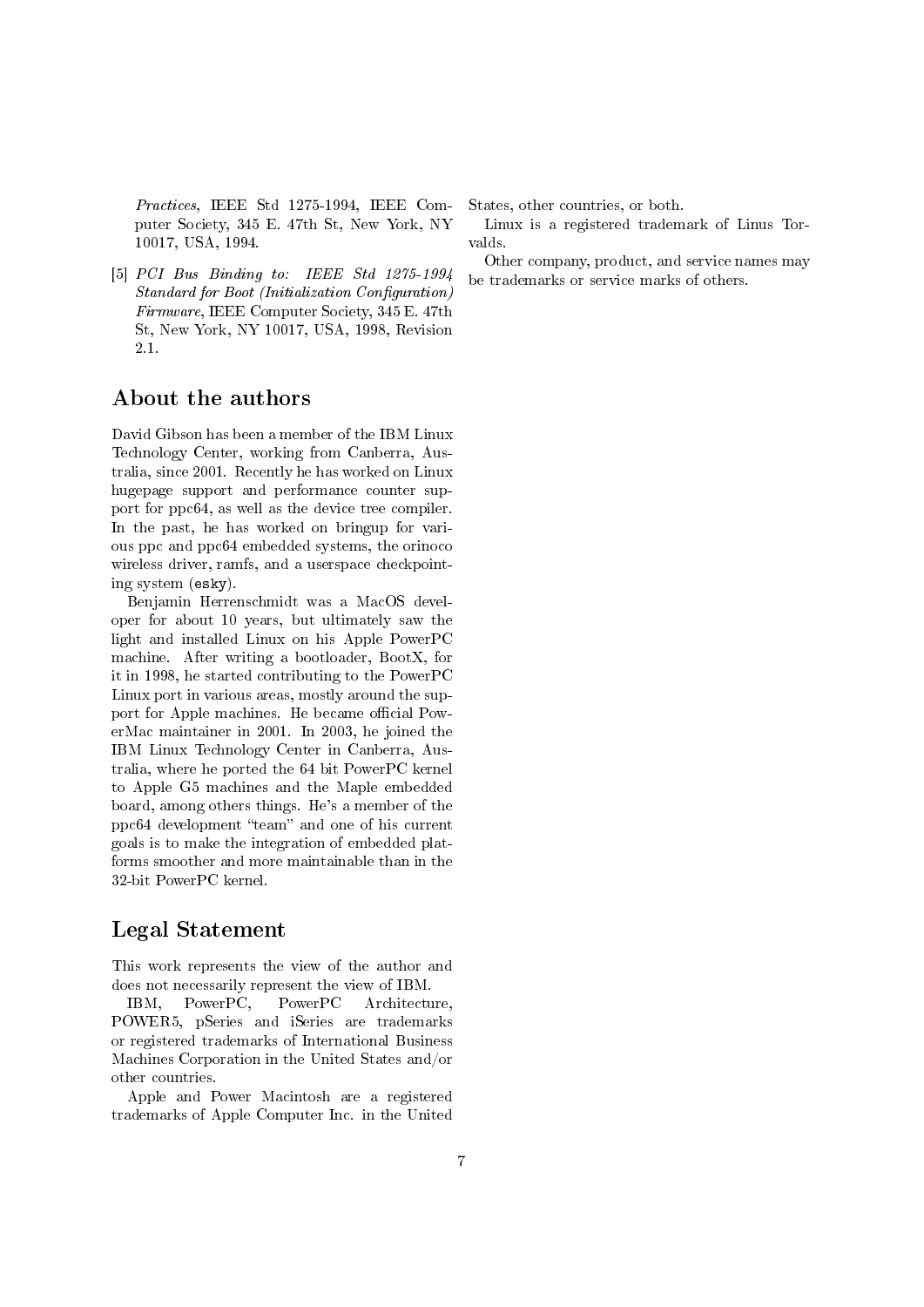*Practices*, IEEE Std 1275-1994, IEEE Computer Society, 345 E. 47th St, New York, NY 10017, USA, 1994.

[5] *PCI Bus Binding to: IEEE Std 1275-1994 Standard for Boot (Initialization Configuration) Firmware*, IEEE Computer Society, 345 E. 47th St, New York, NY 10017, USA, 1998, Revision 2.1.

## About the authors

David Gibson has been a member of the IBM Linux Technology Center, working from Canberra, Australia, since 2001. Recently he has worked on Linux hugepage support and performance counter support for ppc64, as well as the device tree compiler. In the past, he has worked on bringup for various ppc and ppc64 embedded systems, the orinoco wireless driver, ramfs, and a userspace checkpointing system (`esky`).

Benjamin Herrenschmidt was a MacOS developer for about 10 years, but ultimately saw the light and installed Linux on his Apple PowerPC machine. After writing a bootloader, BootX, for it in 1998, he started contributing to the PowerPC Linux port in various areas, mostly around the support for Apple machines. He became official PowerMac maintainer in 2001. In 2003, he joined the IBM Linux Technology Center in Canberra, Australia, where he ported the 64 bit PowerPC kernel to Apple G5 machines and the Maple embedded board, among others things. He's a member of the ppc64 development "team" and one of his current goals is to make the integration of embedded platforms smoother and more maintainable than in the 32-bit PowerPC kernel.

## Legal Statement

This work represents the view of the author and does not necessarily represent the view of IBM.

IBM, PowerPC, PowerPC Architecture, POWER5, pSeries and iSeries are trademarks or registered trademarks of International Business Machines Corporation in the United States and/or other countries.

Apple and Power Macintosh are a registered trademarks of Apple Computer Inc. in the United States, other countries, or both.

Linux is a registered trademark of Linus Torvalds.

Other company, product, and service names may be trademarks or service marks of others.